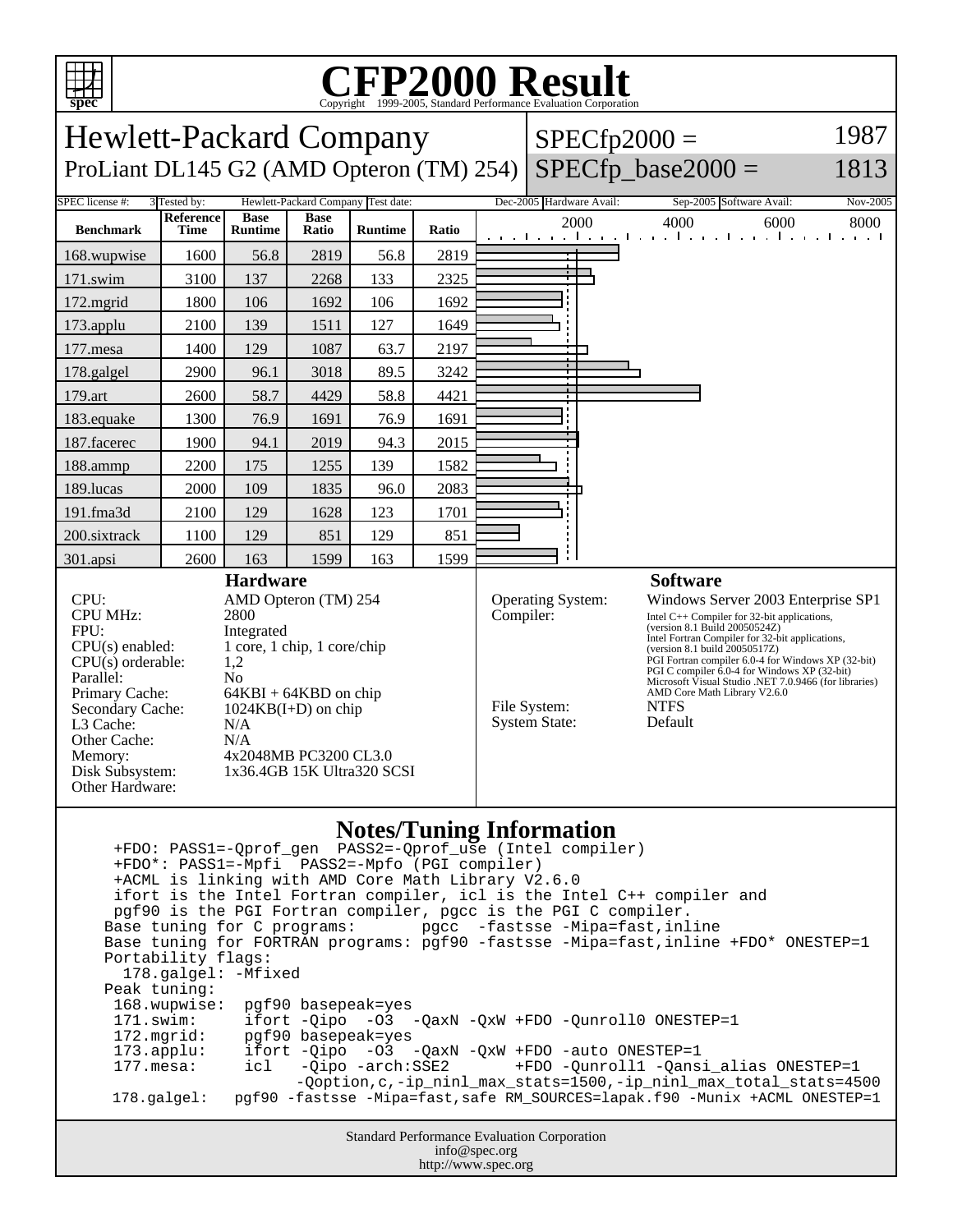# CFP2000 Result

Copyright 1999-2005, Standard Performance Evaluation Corporation

## Hewlett-Packard Company

ProLiant DL145 G2 (AMD Opteron (TM) 254)

SPECfp2000 = 1987

SPECfp_base2000 = 1813

| SPEC license #: | 3 | Tested by: | Hewlett-Packard Company | Test date: | Dec-2005 | Hardware Avail: | Sep-2005 | Software Avail: | Nov-2005 |
|---|---|---|---|---|---|---|---|---|---|

| Benchmark | Reference Time | Base Runtime | Base Ratio | Runtime | Ratio |
|---|---|---|---|---|---|
| 168.wupwise | 1600 | 56.8 | 2819 | 56.8 | 2819 |
| 171.swim | 3100 | 137 | 2268 | 133 | 2325 |
| 172.mgrid | 1800 | 106 | 1692 | 106 | 1692 |
| 173.applu | 2100 | 139 | 1511 | 127 | 1649 |
| 177.mesa | 1400 | 129 | 1087 | 63.7 | 2197 |
| 178.galgel | 2900 | 96.1 | 3018 | 89.5 | 3242 |
| 179.art | 2600 | 58.7 | 4429 | 58.8 | 4421 |
| 183.equake | 1300 | 76.9 | 1691 | 76.9 | 1691 |
| 187.facerec | 1900 | 94.1 | 2019 | 94.3 | 2015 |
| 188.ammp | 2200 | 175 | 1255 | 139 | 1582 |
| 189.lucas | 2000 | 109 | 1835 | 96.0 | 2083 |
| 191.fma3d | 2100 | 129 | 1628 | 123 | 1701 |
| 200.sixtrack | 1100 | 129 | 851 | 129 | 851 |
| 301.apsi | 2600 | 163 | 1599 | 163 | 1599 |

2000 4000 6000 8000

### Hardware

| | |
|---|---|
| CPU: | AMD Opteron (TM) 254 |
| CPU MHz: | 2800 |
| FPU: | Integrated |
| CPU(s) enabled: | 1 core, 1 chip, 1 core/chip |
| CPU(s) orderable: | 1,2 |
| Parallel: | No |
| Primary Cache: | 64KBI + 64KBD on chip |
| Secondary Cache: | 1024KB(I+D) on chip |
| L3 Cache: | N/A |
| Other Cache: | N/A |
| Memory: | 4x2048MB PC3200 CL3.0 |
| Disk Subsystem: | 1x36.4GB 15K Ultra320 SCSI |
| Other Hardware: | |

### Software

| | |
|---|---|
| Operating System: | Windows Server 2003 Enterprise SP1 |
| Compiler: | Intel C++ Compiler for 32-bit applications, (version 8.1 Build 20050524Z) Intel Fortran Compiler for 32-bit applications, (version 8.1 build 20050517Z) PGI Fortran compiler 6.0-4 for Windows XP (32-bit) PGI C compiler 6.0-4 for Windows XP (32-bit) Microsoft Visual Studio .NET 7.0.9466 (for libraries) AMD Core Math Library V2.6.0 |
| File System: | NTFS |
| System State: | Default |

### Notes/Tuning Information

```
 +FDO: PASS1=-Qprof_gen  PASS2=-Qprof_use (Intel compiler)
 +FDO*: PASS1=-Mpfi  PASS2=-Mpfo (PGI compiler)
 +ACML is linking with AMD Core Math Library V2.6.0
 ifort is the Intel Fortran compiler, icl is the Intel C++ compiler and
 pgf90 is the PGI Fortran compiler, pgcc is the PGI C compiler.
Base tuning for C programs:       pgcc  -fastsse -Mipa=fast,inline
Base tuning for FORTRAN programs: pgf90 -fastsse -Mipa=fast,inline +FDO* ONESTEP=1
Portability flags:
  178.galgel: -Mfixed
Peak tuning:
 168.wupwise:  pgf90 basepeak=yes
 171.swim:     ifort -Qipo  -O3  -QaxN -QxW +FDO -Qunroll0 ONESTEP=1
 172.mgrid:    pgf90 basepeak=yes
 173.applu:    ifort -Qipo  -O3  -QaxN -QxW +FDO -auto ONESTEP=1
 177.mesa:     icl   -Qipo -arch:SSE2       +FDO -Qunroll1 -Qansi_alias ONESTEP=1
               -Qoption,c,-ip_ninl_max_stats=1500,-ip_ninl_max_total_stats=4500
 178.galgel:  pgf90 -fastsse -Mipa=fast,safe RM_SOURCES=lapak.f90 -Munix +ACML ONESTEP=1
```

Standard Performance Evaluation Corporation
info@spec.org
http://www.spec.org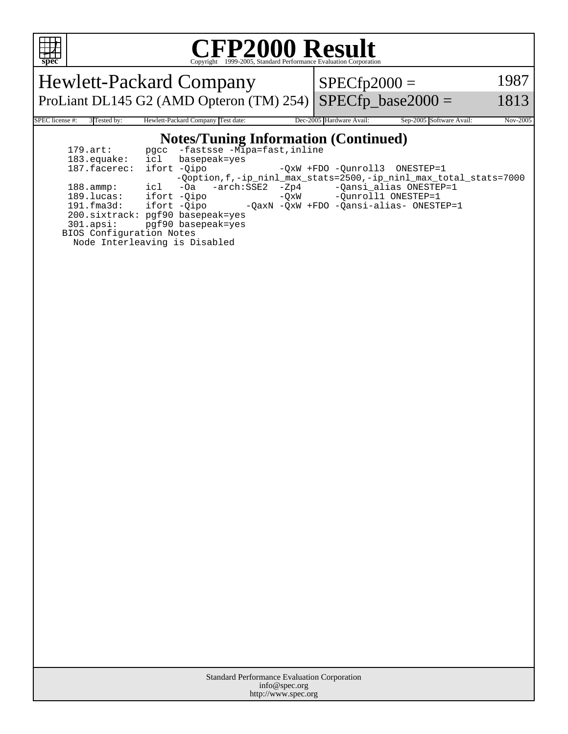# CFP2000 Result

Copyright 1999-2005, Standard Performance Evaluation Corporation

| Hewlett-Packard Company | SPECfp2000 = | 1987 |
| --- | --- | --- |
| ProLiant DL145 G2 (AMD Opteron (TM) 254) | SPECfp_base2000 = | 1813 |

| SPEC license #: | 3 | Tested by: | Hewlett-Packard Company | Test date: | Dec-2005 | Hardware Avail: | Sep-2005 | Software Avail: | Nov-2005 |
| --- | --- | --- | --- | --- | --- | --- | --- | --- | --- |

## Notes/Tuning Information (Continued)

```
     179.art:      pgcc  -fastsse -Mipa=fast,inline
     183.equake:   icl   basepeak=yes
     187.facerec:  ifort -Qipo            -QxW +FDO -Qunroll3  ONESTEP=1
                         -Qoption,f,-ip_ninl_max_stats=2500,-ip_ninl_max_total_stats=7000
     188.ammp:     icl   -Oa   -arch:SSE2  -Zp4      -Qansi_alias ONESTEP=1
     189.lucas:    ifort -Qipo             -QxW      -Qunroll1 ONESTEP=1
     191.fma3d:    ifort -Qipo       -QaxN -QxW +FDO -Qansi-alias- ONESTEP=1
     200.sixtrack: pgf90 basepeak=yes
     301.apsi:     pgf90 basepeak=yes
    BIOS Configuration Notes
      Node Interleaving is Disabled
```